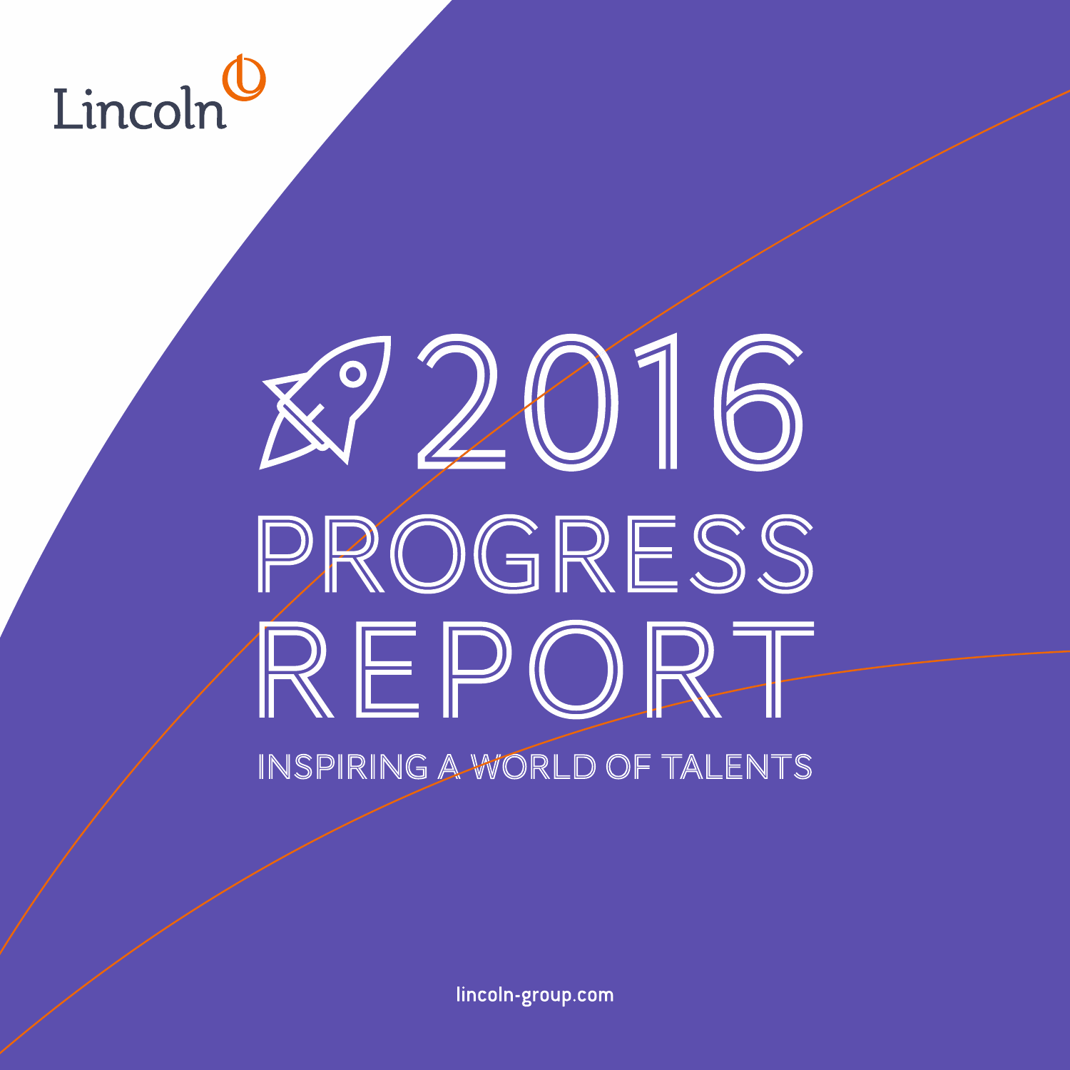Lincoln

# 2016 PROGRESS REPORT

## INSPIRING A WORLD OF TALENTS

lincoln-group.com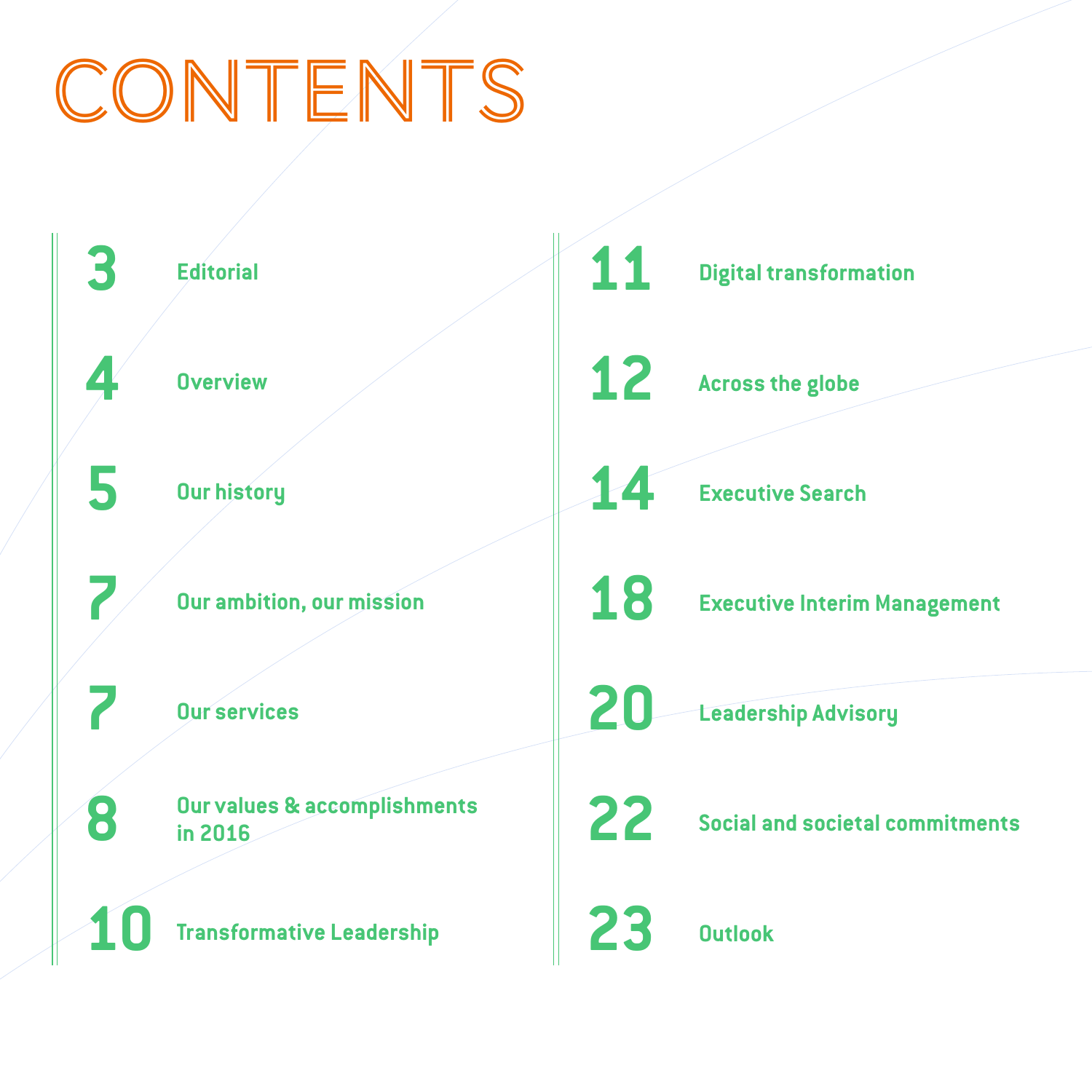# CONTENTS

| Page | Section |
|---|---|
| 3 | Editorial |
| 4 | Overview |
| 5 | Our history |
| 7 | Our ambition, our mission |
| 7 | Our services |
| 8 | Our values & accomplishments in 2016 |
| 10 | Transformative Leadership |
| 11 | Digital transformation |
| 12 | Across the globe |
| 14 | Executive Search |
| 18 | Executive Interim Management |
| 20 | Leadership Advisory |
| 22 | Social and societal commitments |
| 23 | Outlook |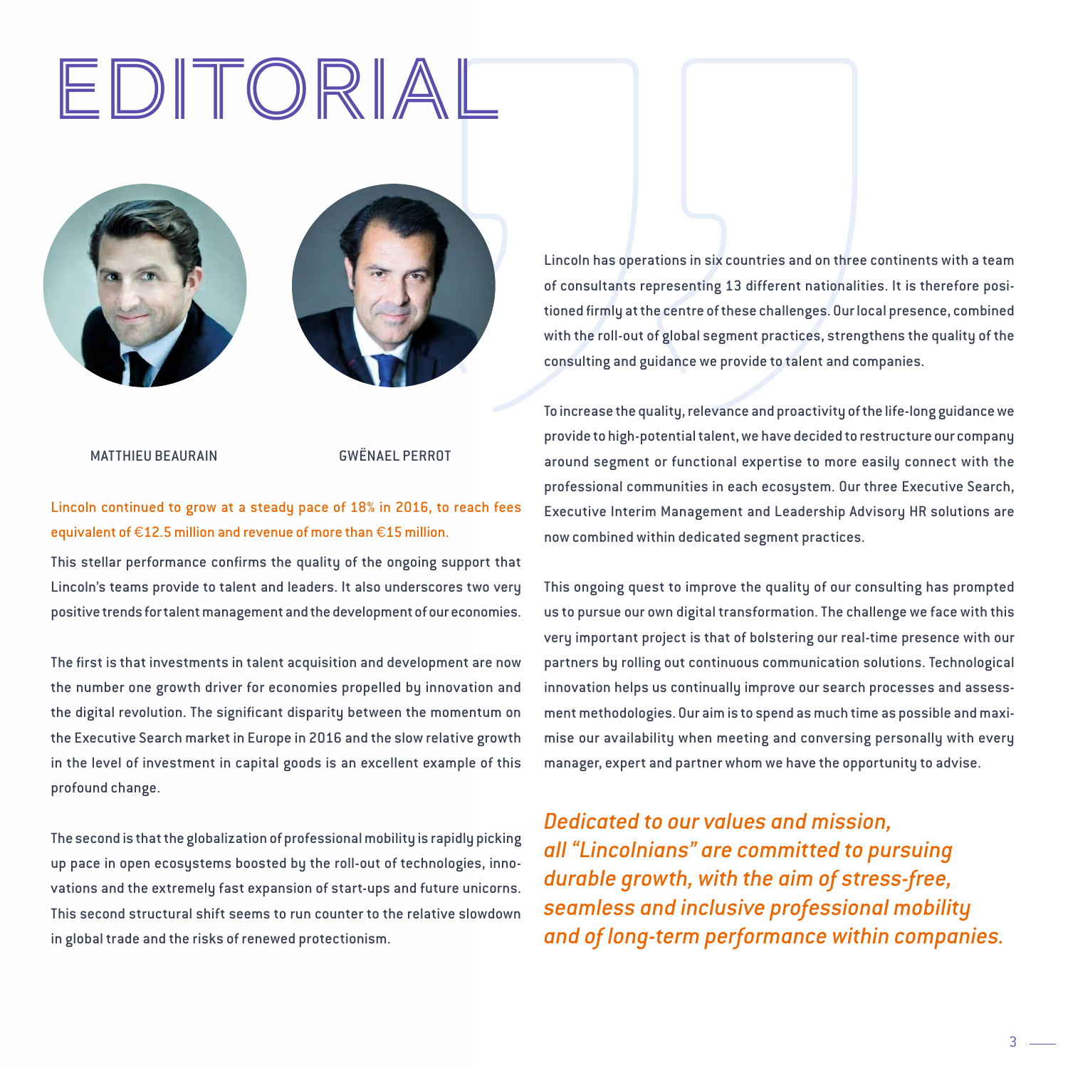# EDITORIAL

MATTHIEU BEAURAIN

GWËNAEL PERROT

**Lincoln continued to grow at a steady pace of 18% in 2016, to reach fees equivalent of €12.5 million and revenue of more than €15 million.**

This stellar performance confirms the quality of the ongoing support that Lincoln's teams provide to talent and leaders. It also underscores two very positive trends for talent management and the development of our economies.

The first is that investments in talent acquisition and development are now the number one growth driver for economies propelled by innovation and the digital revolution. The significant disparity between the momentum on the Executive Search market in Europe in 2016 and the slow relative growth in the level of investment in capital goods is an excellent example of this profound change.

The second is that the globalization of professional mobility is rapidly picking up pace in open ecosystems boosted by the roll-out of technologies, innovations and the extremely fast expansion of start-ups and future unicorns. This second structural shift seems to run counter to the relative slowdown in global trade and the risks of renewed protectionism.

Lincoln has operations in six countries and on three continents with a team of consultants representing 13 different nationalities. It is therefore positioned firmly at the centre of these challenges. Our local presence, combined with the roll-out of global segment practices, strengthens the quality of the consulting and guidance we provide to talent and companies.

To increase the quality, relevance and proactivity of the life-long guidance we provide to high-potential talent, we have decided to restructure our company around segment or functional expertise to more easily connect with the professional communities in each ecosystem. Our three Executive Search, Executive Interim Management and Leadership Advisory HR solutions are now combined within dedicated segment practices.

This ongoing quest to improve the quality of our consulting has prompted us to pursue our own digital transformation. The challenge we face with this very important project is that of bolstering our real-time presence with our partners by rolling out continuous communication solutions. Technological innovation helps us continually improve our search processes and assessment methodologies. Our aim is to spend as much time as possible and maximise our availability when meeting and conversing personally with every manager, expert and partner whom we have the opportunity to advise.

*Dedicated to our values and mission, all "Lincolnians" are committed to pursuing durable growth, with the aim of stress-free, seamless and inclusive professional mobility and of long-term performance within companies.*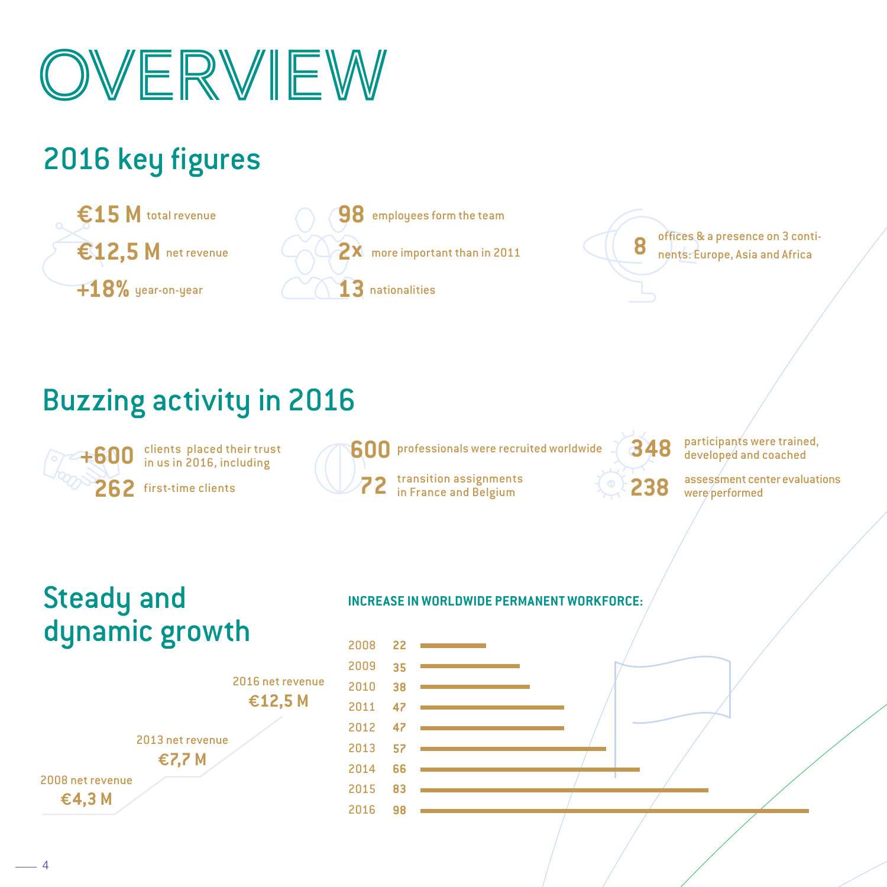# OVERVIEW

## 2016 key figures

**€15 M** total revenue

**€12,5 M** net revenue

**+18%** year-on-year

**98** employees form the team

**2x** more important than in 2011

**13** nationalities

**8** offices & a presence on 3 continents: Europe, Asia and Africa

## Buzzing activity in 2016

**+600** clients placed their trust in us in 2016, including

**262** first-time clients

**600** professionals were recruited worldwide

**72** transition assignments in France and Belgium

**348** participants were trained, developed and coached

**238** assessment center evaluations were performed

## Steady and dynamic growth

2008 net revenue **€4,3 M**

2013 net revenue **€7,7 M**

2016 net revenue **€12,5 M**

**INCREASE IN WORLDWIDE PERMANENT WORKFORCE:**

| Year | Workforce |
|---|---|
| 2008 | 22 |
| 2009 | 35 |
| 2010 | 38 |
| 2011 | 47 |
| 2012 | 47 |
| 2013 | 57 |
| 2014 | 66 |
| 2015 | 83 |
| 2016 | 98 |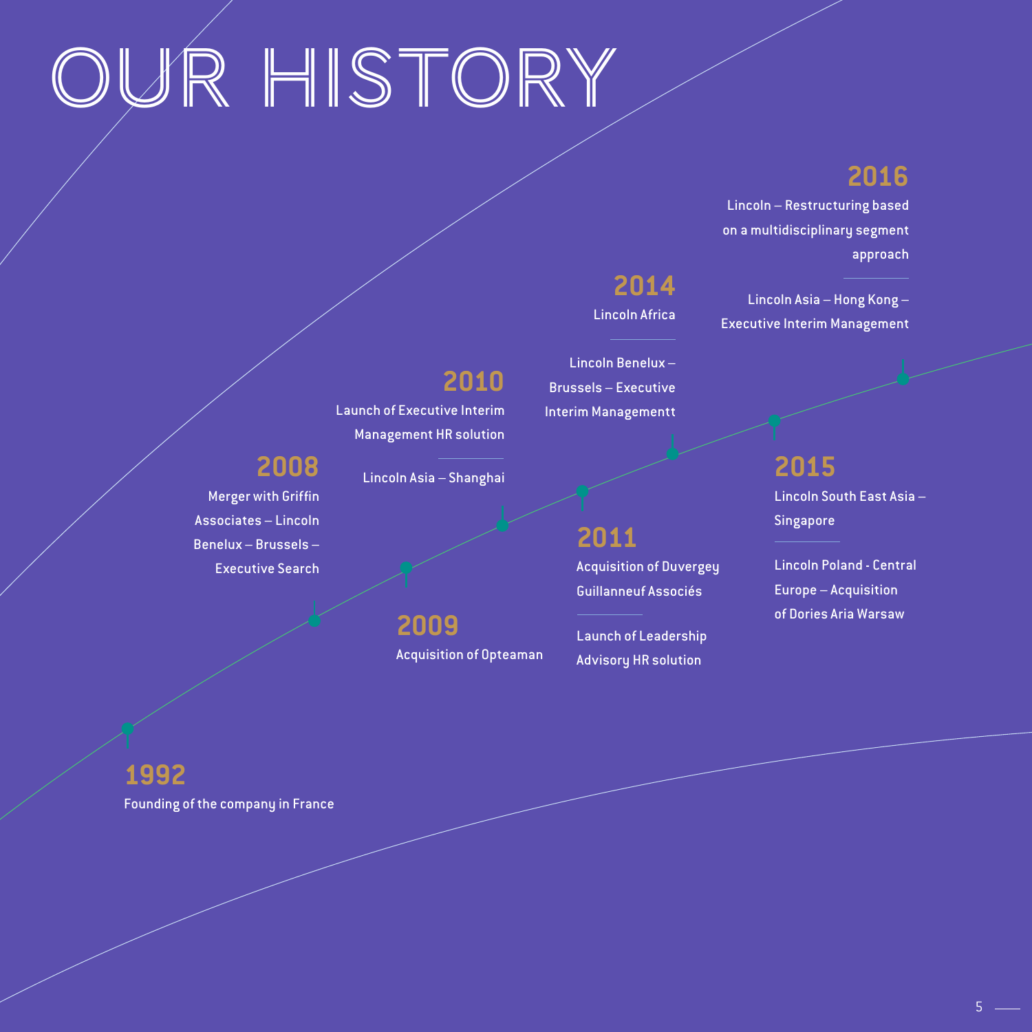# OUR HISTORY

**1992**

Founding of the company in France

**2008**

Merger with Griffin Associates – Lincoln Benelux – Brussels – Executive Search

**2009**

Acquisition of Opteaman

**2010**

Launch of Executive Interim Management HR solution

Lincoln Asia – Shanghai

**2011**

Acquisition of Duvergey Guillanneuf Associés

Launch of Leadership Advisory HR solution

**2014**

Lincoln Africa

Lincoln Benelux – Brussels – Executive Interim Managementt

**2015**

Lincoln South East Asia – Singapore

Lincoln Poland - Central Europe – Acquisition of Dories Aria Warsaw

**2016**

Lincoln – Restructuring based on a multidisciplinary segment approach

Lincoln Asia – Hong Kong – Executive Interim Management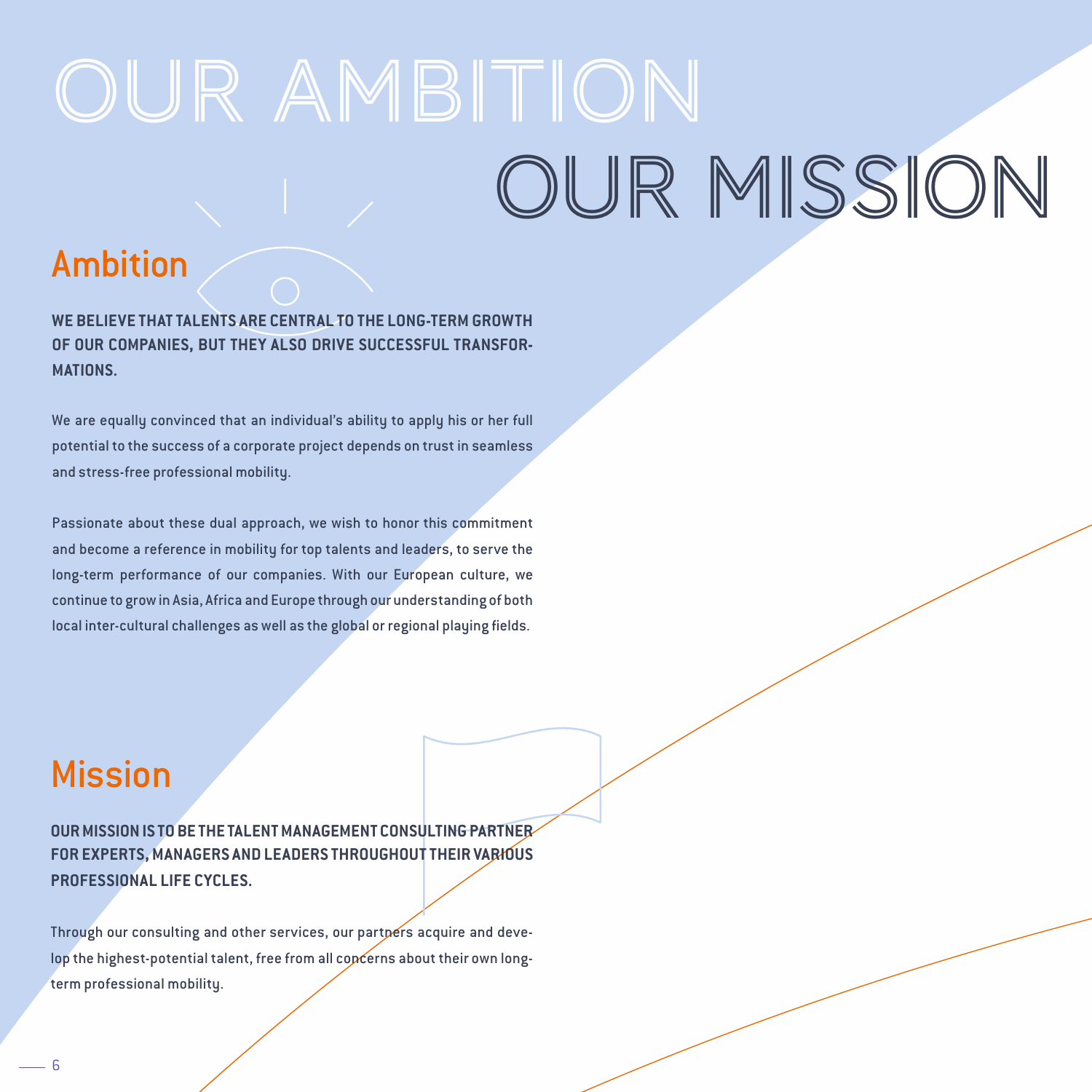# OUR AMBITION OUR MISSION

## Ambition

**WE BELIEVE THAT TALENTS ARE CENTRAL TO THE LONG-TERM GROWTH OF OUR COMPANIES, BUT THEY ALSO DRIVE SUCCESSFUL TRANSFORMATIONS.**

We are equally convinced that an individual's ability to apply his or her full potential to the success of a corporate project depends on trust in seamless and stress-free professional mobility.

Passionate about these dual approach, we wish to honor this commitment and become a reference in mobility for top talents and leaders, to serve the long-term performance of our companies. With our European culture, we continue to grow in Asia, Africa and Europe through our understanding of both local inter-cultural challenges as well as the global or regional playing fields.

## Mission

**OUR MISSION IS TO BE THE TALENT MANAGEMENT CONSULTING PARTNER FOR EXPERTS, MANAGERS AND LEADERS THROUGHOUT THEIR VARIOUS PROFESSIONAL LIFE CYCLES.**

Through our consulting and other services, our partners acquire and develop the highest-potential talent, free from all concerns about their own long-term professional mobility.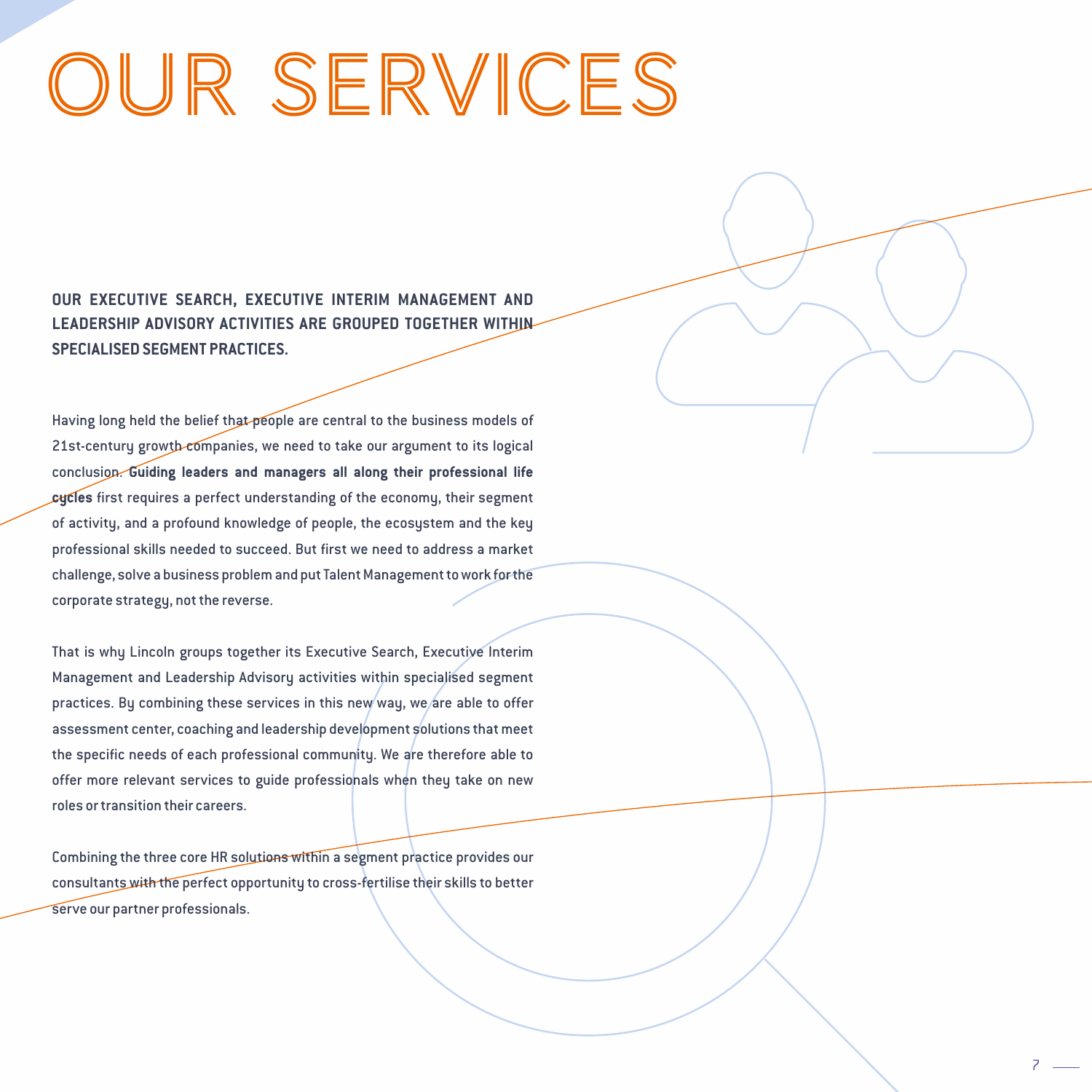# OUR SERVICES

**OUR EXECUTIVE SEARCH, EXECUTIVE INTERIM MANAGEMENT AND LEADERSHIP ADVISORY ACTIVITIES ARE GROUPED TOGETHER WITHIN SPECIALISED SEGMENT PRACTICES.**

Having long held the belief that people are central to the business models of 21st-century growth companies, we need to take our argument to its logical conclusion. **Guiding leaders and managers all along their professional life cycles** first requires a perfect understanding of the economy, their segment of activity, and a profound knowledge of people, the ecosystem and the key professional skills needed to succeed. But first we need to address a market challenge, solve a business problem and put Talent Management to work for the corporate strategy, not the reverse.

That is why Lincoln groups together its Executive Search, Executive Interim Management and Leadership Advisory activities within specialised segment practices. By combining these services in this new way, we are able to offer assessment center, coaching and leadership development solutions that meet the specific needs of each professional community. We are therefore able to offer more relevant services to guide professionals when they take on new roles or transition their careers.

Combining the three core HR solutions within a segment practice provides our consultants with the perfect opportunity to cross-fertilise their skills to better serve our partner professionals.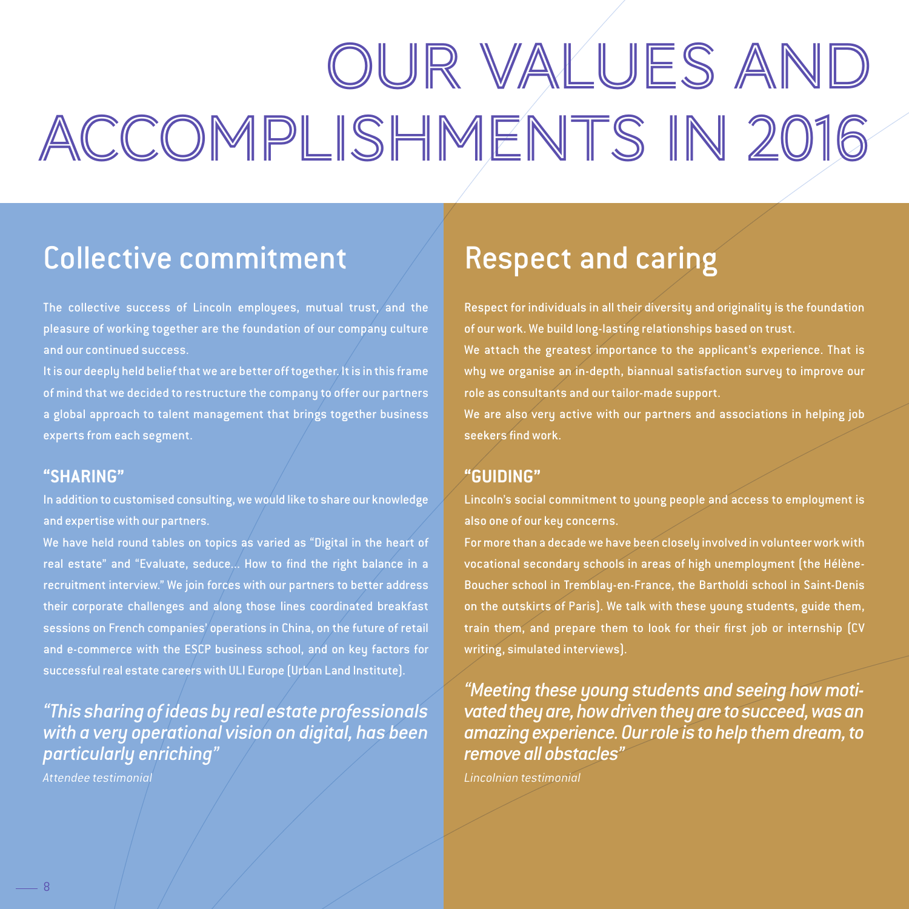# OUR VALUES AND ACCOMPLISHMENTS IN 2016

## Collective commitment

The collective success of Lincoln employees, mutual trust, and the pleasure of working together are the foundation of our company culture and our continued success.

It is our deeply held belief that we are better off together. It is in this frame of mind that we decided to restructure the company to offer our partners a global approach to talent management that brings together business experts from each segment.

### "SHARING"

In addition to customised consulting, we would like to share our knowledge and expertise with our partners.

We have held round tables on topics as varied as "Digital in the heart of real estate" and "Evaluate, seduce... How to find the right balance in a recruitment interview." We join forces with our partners to better address their corporate challenges and along those lines coordinated breakfast sessions on French companies' operations in China, on the future of retail and e-commerce with the ESCP business school, and on key factors for successful real estate careers with ULI Europe (Urban Land Institute).

*"This sharing of ideas by real estate professionals with a very operational vision on digital, has been particularly enriching"*

*Attendee testimonial*

## Respect and caring

Respect for individuals in all their diversity and originality is the foundation of our work. We build long-lasting relationships based on trust.

We attach the greatest importance to the applicant's experience. That is why we organise an in-depth, biannual satisfaction survey to improve our role as consultants and our tailor-made support.

We are also very active with our partners and associations in helping job seekers find work.

### "GUIDING"

Lincoln's social commitment to young people and access to employment is also one of our key concerns.

For more than a decade we have been closely involved in volunteer work with vocational secondary schools in areas of high unemployment (the Hélène-Boucher school in Tremblay-en-France, the Bartholdi school in Saint-Denis on the outskirts of Paris). We talk with these young students, guide them, train them, and prepare them to look for their first job or internship (CV writing, simulated interviews).

*"Meeting these young students and seeing how motivated they are, how driven they are to succeed, was an amazing experience. Our role is to help them dream, to remove all obstacles"*

*Lincolnian testimonial*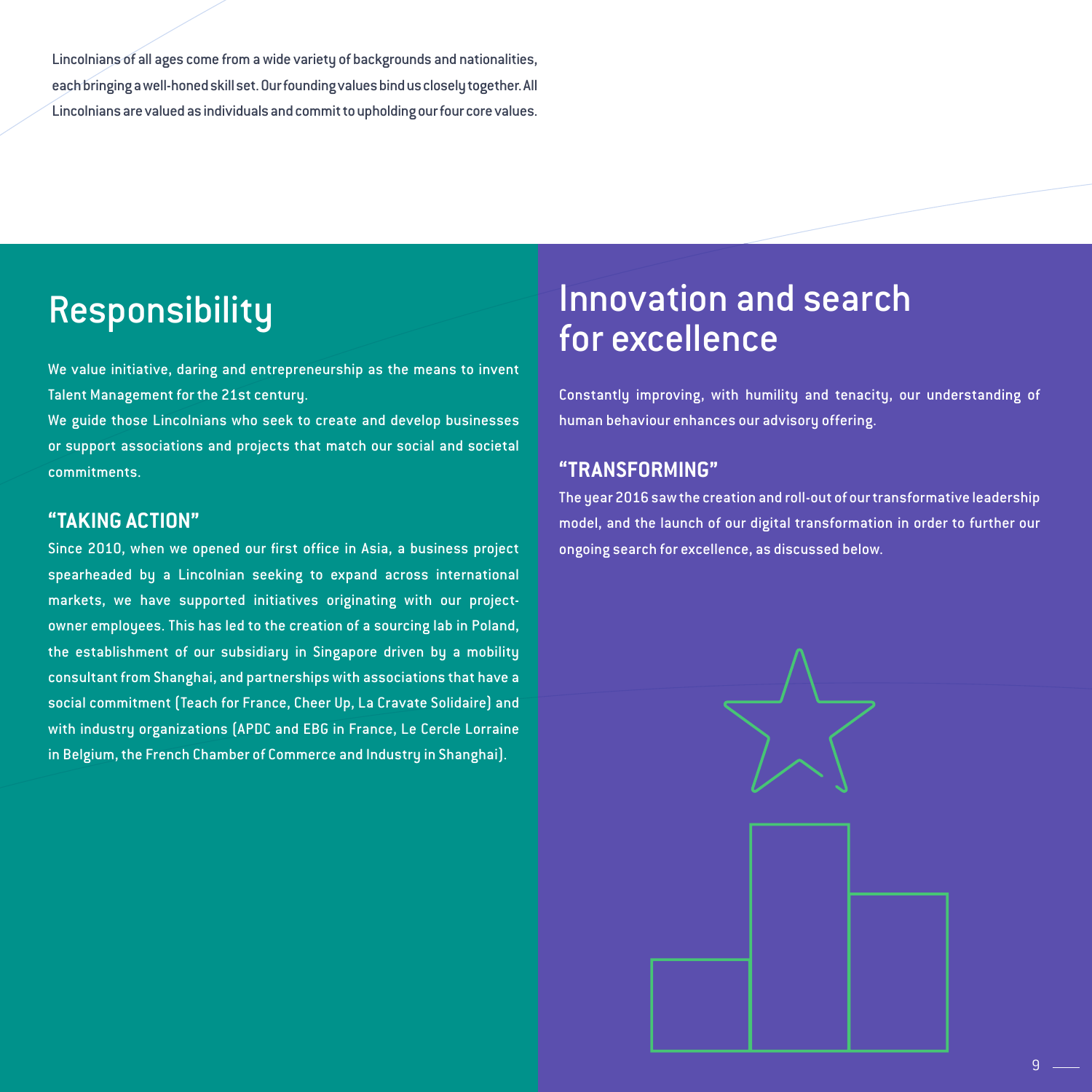Lincolnians of all ages come from a wide variety of backgrounds and nationalities, each bringing a well-honed skill set. Our founding values bind us closely together. All Lincolnians are valued as individuals and commit to upholding our four core values.

## Responsibility

We value initiative, daring and entrepreneurship as the means to invent Talent Management for the 21st century.

We guide those Lincolnians who seek to create and develop businesses or support associations and projects that match our social and societal commitments.

### "TAKING ACTION"

Since 2010, when we opened our first office in Asia, a business project spearheaded by a Lincolnian seeking to expand across international markets, we have supported initiatives originating with our project-owner employees. This has led to the creation of a sourcing lab in Poland, the establishment of our subsidiary in Singapore driven by a mobility consultant from Shanghai, and partnerships with associations that have a social commitment (Teach for France, Cheer Up, La Cravate Solidaire) and with industry organizations (APDC and EBG in France, Le Cercle Lorraine in Belgium, the French Chamber of Commerce and Industry in Shanghai).

## Innovation and search for excellence

Constantly improving, with humility and tenacity, our understanding of human behaviour enhances our advisory offering.

### "TRANSFORMING"

The year 2016 saw the creation and roll-out of our transformative leadership model, and the launch of our digital transformation in order to further our ongoing search for excellence, as discussed below.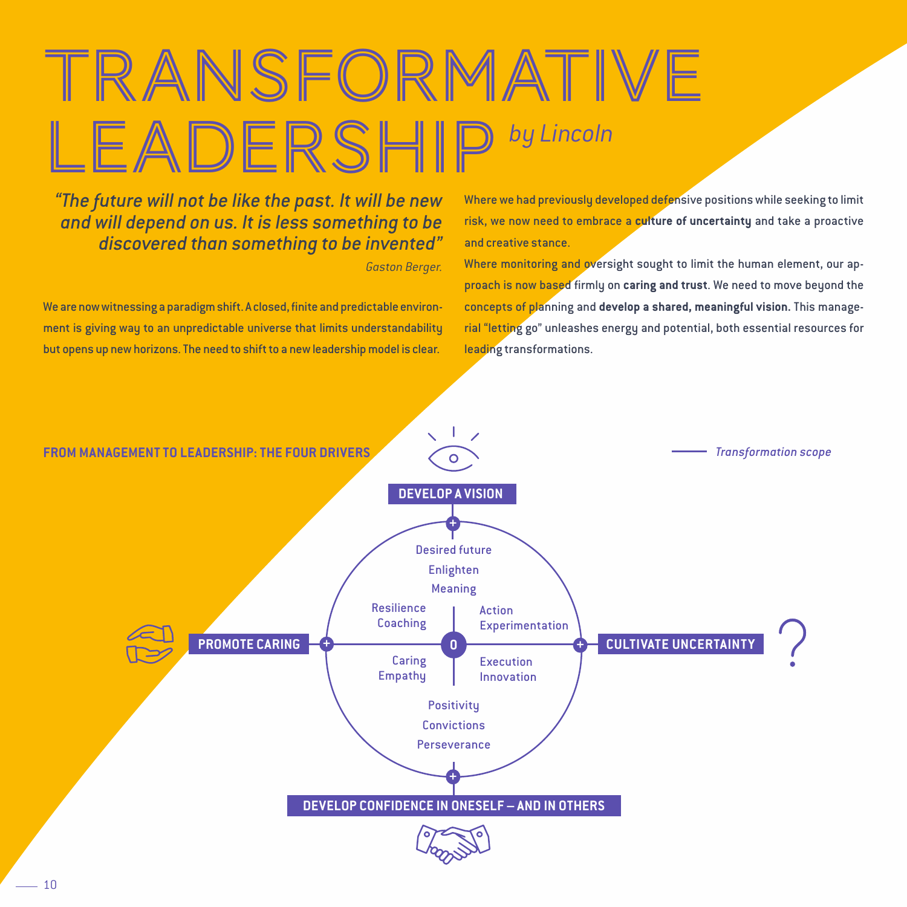# TRANSFORMATIVE LEADERSHIP *by Lincoln*

> *"The future will not be like the past. It will be new and will depend on us. It is less something to be discovered than something to be invented"*
>
> *Gaston Berger.*

We are now witnessing a paradigm shift. A closed, finite and predictable environment is giving way to an unpredictable universe that limits understandability but opens up new horizons. The need to shift to a new leadership model is clear.

Where we had previously developed defensive positions while seeking to limit risk, we now need to embrace a **culture of uncertainty** and take a proactive and creative stance.

Where monitoring and oversight sought to limit the human element, our approach is now based firmly on **caring and trust**. We need to move beyond the concepts of planning and **develop a shared, meaningful vision.** This managerial "letting go" unleashes energy and potential, both essential resources for leading transformations.

## FROM MANAGEMENT TO LEADERSHIP: THE FOUR DRIVERS

*Transformation scope*

**DEVELOP A VISION**
- Desired future
- Enlighten
- Meaning

**PROMOTE CARING**
- Resilience
- Coaching
- Caring
- Empathy

**CULTIVATE UNCERTAINTY**
- Action
- Experimentation
- Execution
- Innovation

**DEVELOP CONFIDENCE IN ONESELF – AND IN OTHERS**
- Positivity
- Convictions
- Perseverance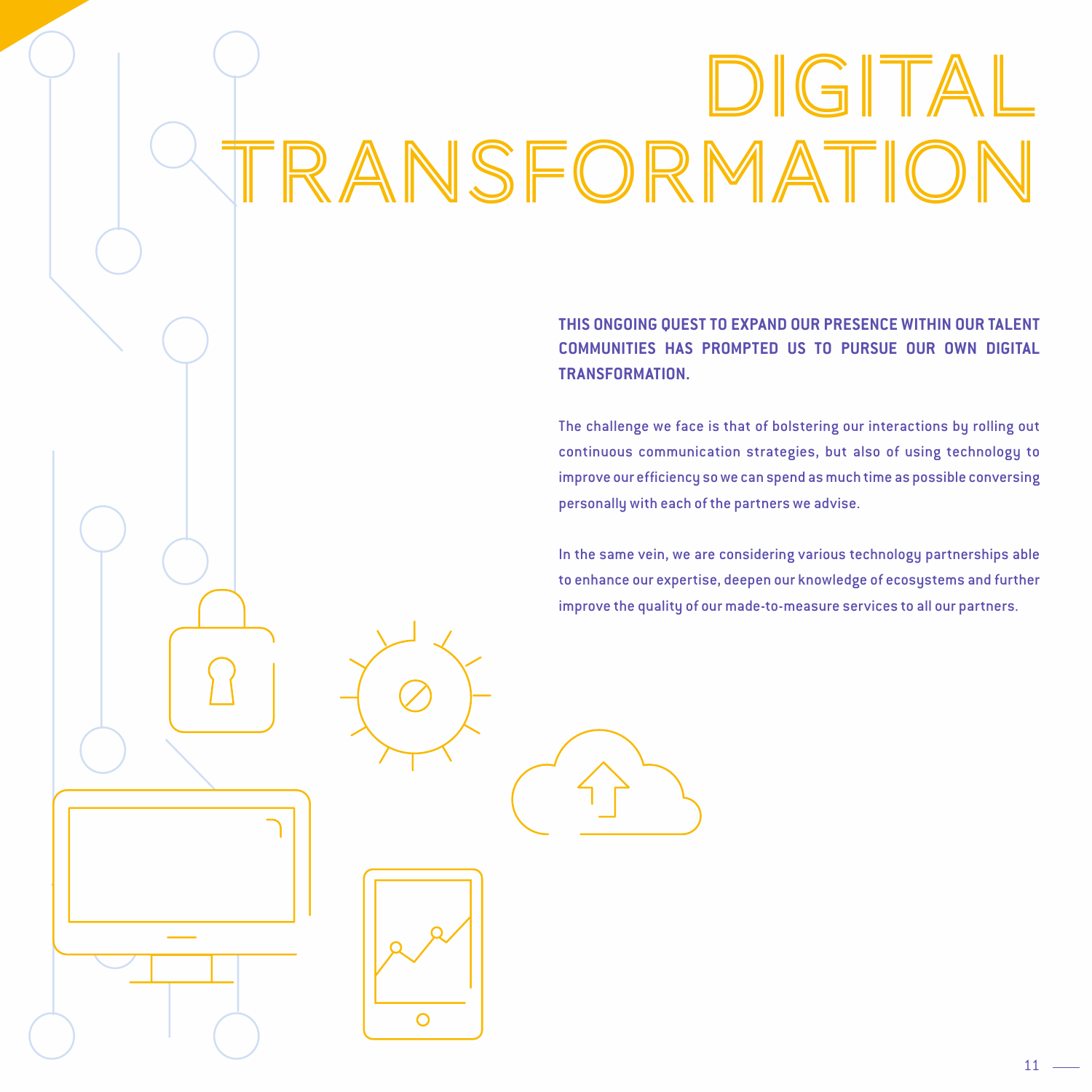# DIGITAL TRANSFORMATION

**THIS ONGOING QUEST TO EXPAND OUR PRESENCE WITHIN OUR TALENT COMMUNITIES HAS PROMPTED US TO PURSUE OUR OWN DIGITAL TRANSFORMATION.**

The challenge we face is that of bolstering our interactions by rolling out continuous communication strategies, but also of using technology to improve our efficiency so we can spend as much time as possible conversing personally with each of the partners we advise.

In the same vein, we are considering various technology partnerships able to enhance our expertise, deepen our knowledge of ecosystems and further improve the quality of our made-to-measure services to all our partners.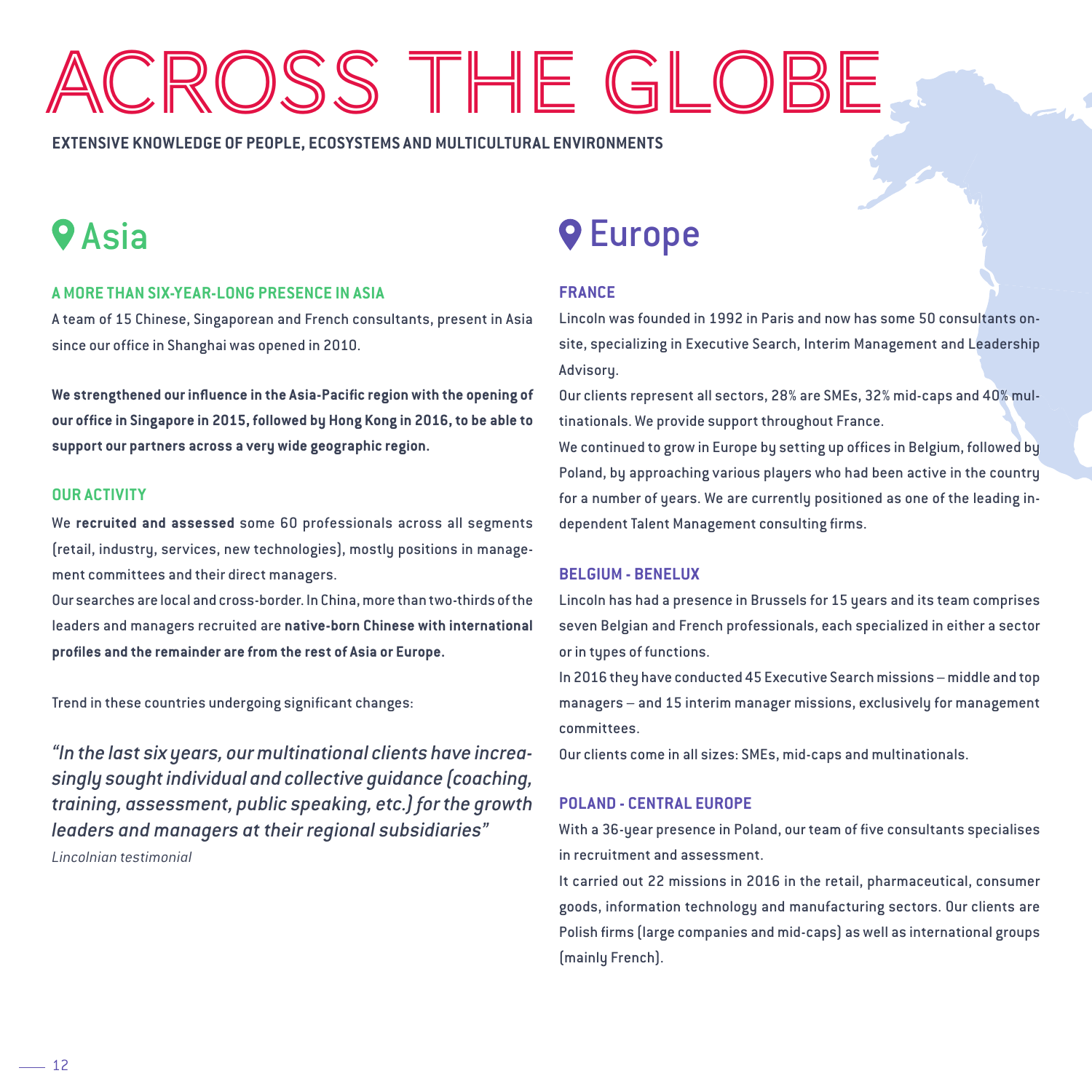# ACROSS THE GLOBE

**EXTENSIVE KNOWLEDGE OF PEOPLE, ECOSYSTEMS AND MULTICULTURAL ENVIRONMENTS**

## Asia

### A MORE THAN SIX-YEAR-LONG PRESENCE IN ASIA

A team of 15 Chinese, Singaporean and French consultants, present in Asia since our office in Shanghai was opened in 2010.

**We strengthened our influence in the Asia-Pacific region with the opening of our office in Singapore in 2015, followed by Hong Kong in 2016, to be able to support our partners across a very wide geographic region.**

### OUR ACTIVITY

We **recruited and assessed** some 60 professionals across all segments (retail, industry, services, new technologies), mostly positions in management committees and their direct managers.

Our searches are local and cross-border. In China, more than two-thirds of the leaders and managers recruited are **native-born Chinese with international profiles and the remainder are from the rest of Asia or Europe.**

Trend in these countries undergoing significant changes:

*"In the last six years, our multinational clients have increasingly sought individual and collective guidance (coaching, training, assessment, public speaking, etc.) for the growth leaders and managers at their regional subsidiaries"*

*Lincolnian testimonial*

## Europe

### FRANCE

Lincoln was founded in 1992 in Paris and now has some 50 consultants on-site, specializing in Executive Search, Interim Management and Leadership Advisory.

Our clients represent all sectors, 28% are SMEs, 32% mid-caps and 40% multinationals. We provide support throughout France.

We continued to grow in Europe by setting up offices in Belgium, followed by Poland, by approaching various players who had been active in the country for a number of years. We are currently positioned as one of the leading independent Talent Management consulting firms.

### BELGIUM - BENELUX

Lincoln has had a presence in Brussels for 15 years and its team comprises seven Belgian and French professionals, each specialized in either a sector or in types of functions.

In 2016 they have conducted 45 Executive Search missions – middle and top managers – and 15 interim manager missions, exclusively for management committees.

Our clients come in all sizes: SMEs, mid-caps and multinationals.

### POLAND - CENTRAL EUROPE

With a 36-year presence in Poland, our team of five consultants specialises in recruitment and assessment.

It carried out 22 missions in 2016 in the retail, pharmaceutical, consumer goods, information technology and manufacturing sectors. Our clients are Polish firms (large companies and mid-caps) as well as international groups (mainly French).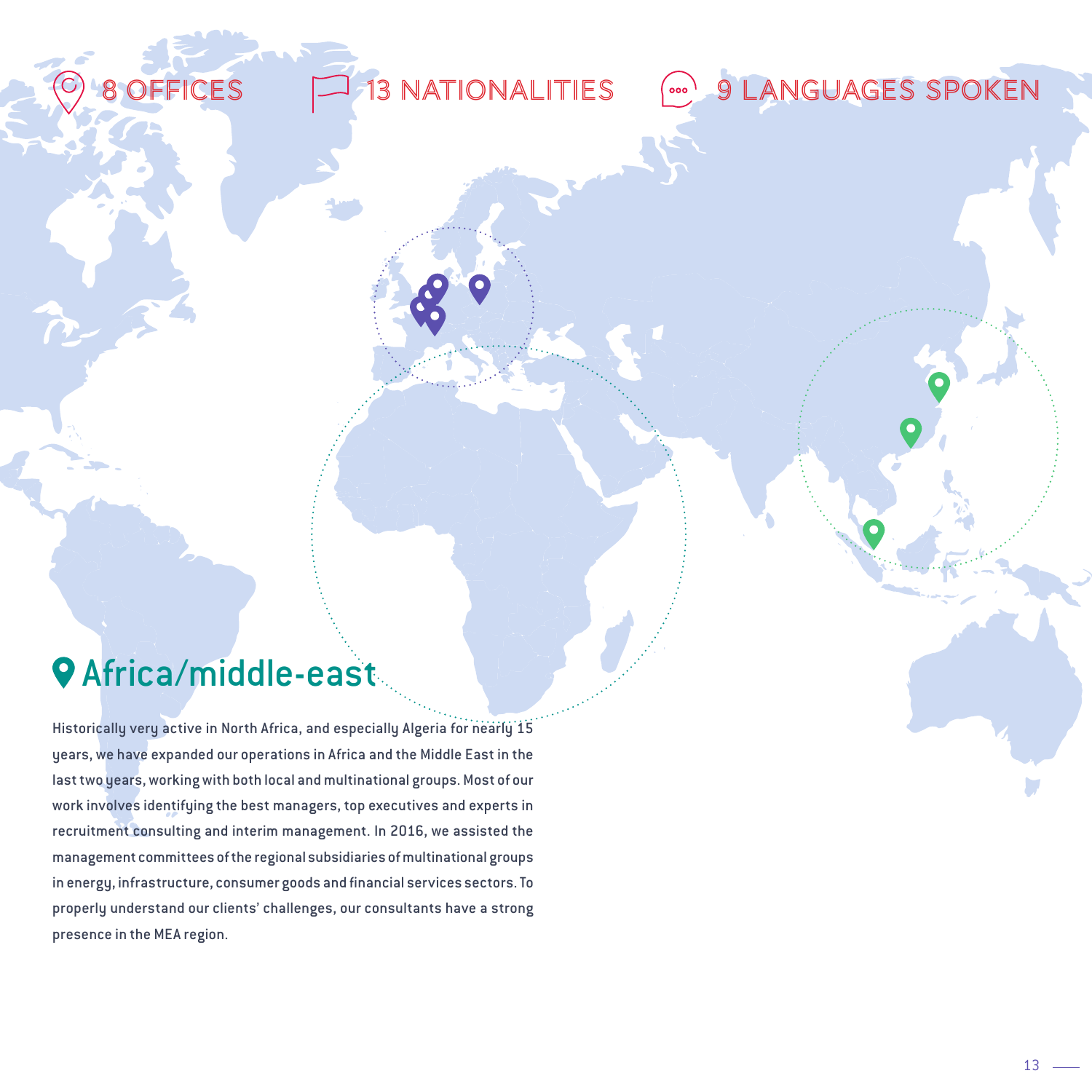8 OFFICES 13 NATIONALITIES 9 LANGUAGES SPOKEN

# Africa/middle-east

Historically very active in North Africa, and especially Algeria for nearly 15 years, we have expanded our operations in Africa and the Middle East in the last two years, working with both local and multinational groups. Most of our work involves identifying the best managers, top executives and experts in recruitment consulting and interim management. In 2016, we assisted the management committees of the regional subsidiaries of multinational groups in energy, infrastructure, consumer goods and financial services sectors. To properly understand our clients' challenges, our consultants have a strong presence in the MEA region.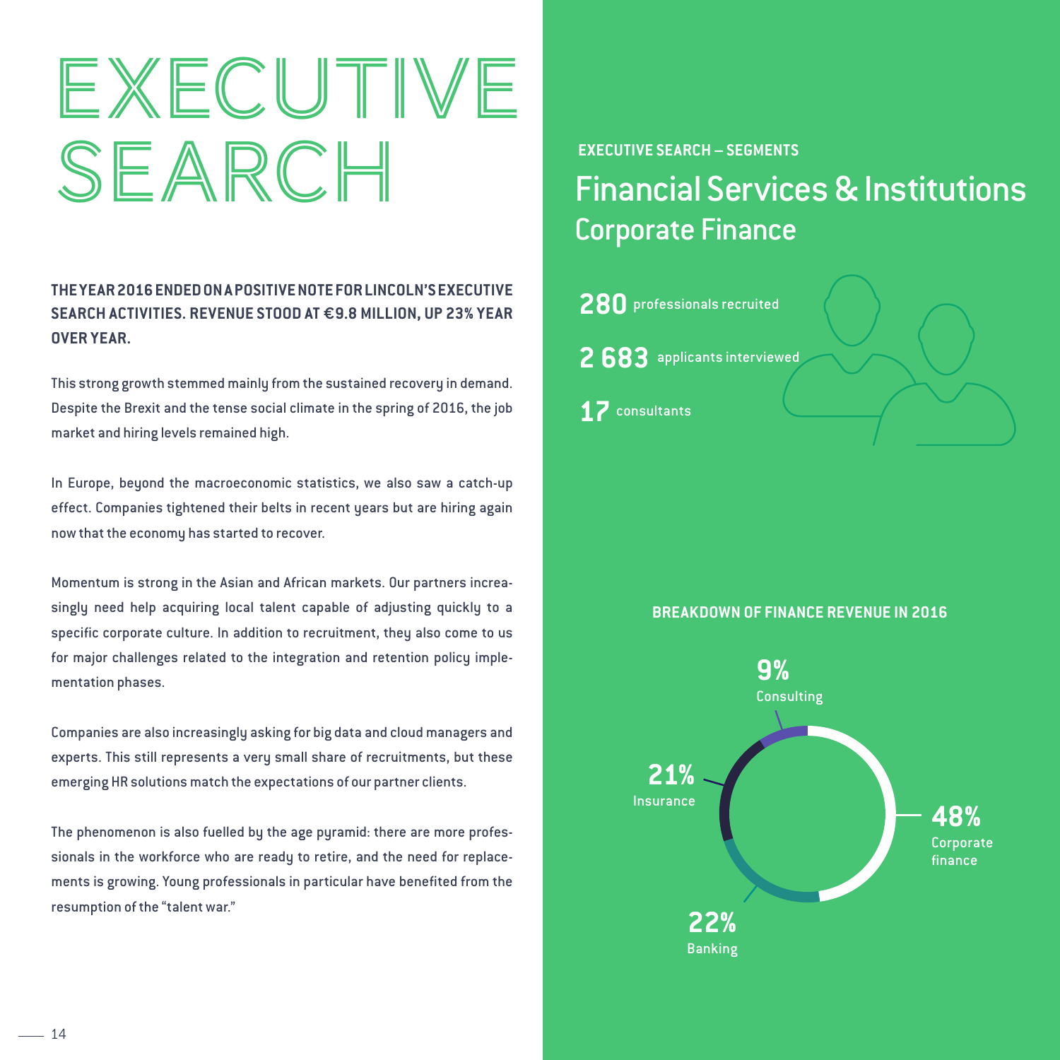# EXECUTIVE SEARCH

**THE YEAR 2016 ENDED ON A POSITIVE NOTE FOR LINCOLN'S EXECUTIVE SEARCH ACTIVITIES. REVENUE STOOD AT €9.8 MILLION, UP 23% YEAR OVER YEAR.**

This strong growth stemmed mainly from the sustained recovery in demand. Despite the Brexit and the tense social climate in the spring of 2016, the job market and hiring levels remained high.

In Europe, beyond the macroeconomic statistics, we also saw a catch-up effect. Companies tightened their belts in recent years but are hiring again now that the economy has started to recover.

Momentum is strong in the Asian and African markets. Our partners increasingly need help acquiring local talent capable of adjusting quickly to a specific corporate culture. In addition to recruitment, they also come to us for major challenges related to the integration and retention policy implementation phases.

Companies are also increasingly asking for big data and cloud managers and experts. This still represents a very small share of recruitments, but these emerging HR solutions match the expectations of our partner clients.

The phenomenon is also fuelled by the age pyramid: there are more professionals in the workforce who are ready to retire, and the need for replacements is growing. Young professionals in particular have benefited from the resumption of the "talent war."

**EXECUTIVE SEARCH – SEGMENTS**

## Financial Services & Institutions

### Corporate Finance

**280** professionals recruited

**2 683** applicants interviewed

**17** consultants

**BREAKDOWN OF FINANCE REVENUE IN 2016**

| Segment | Share |
| --- | --- |
| Corporate finance | 48% |
| Banking | 22% |
| Insurance | 21% |
| Consulting | 9% |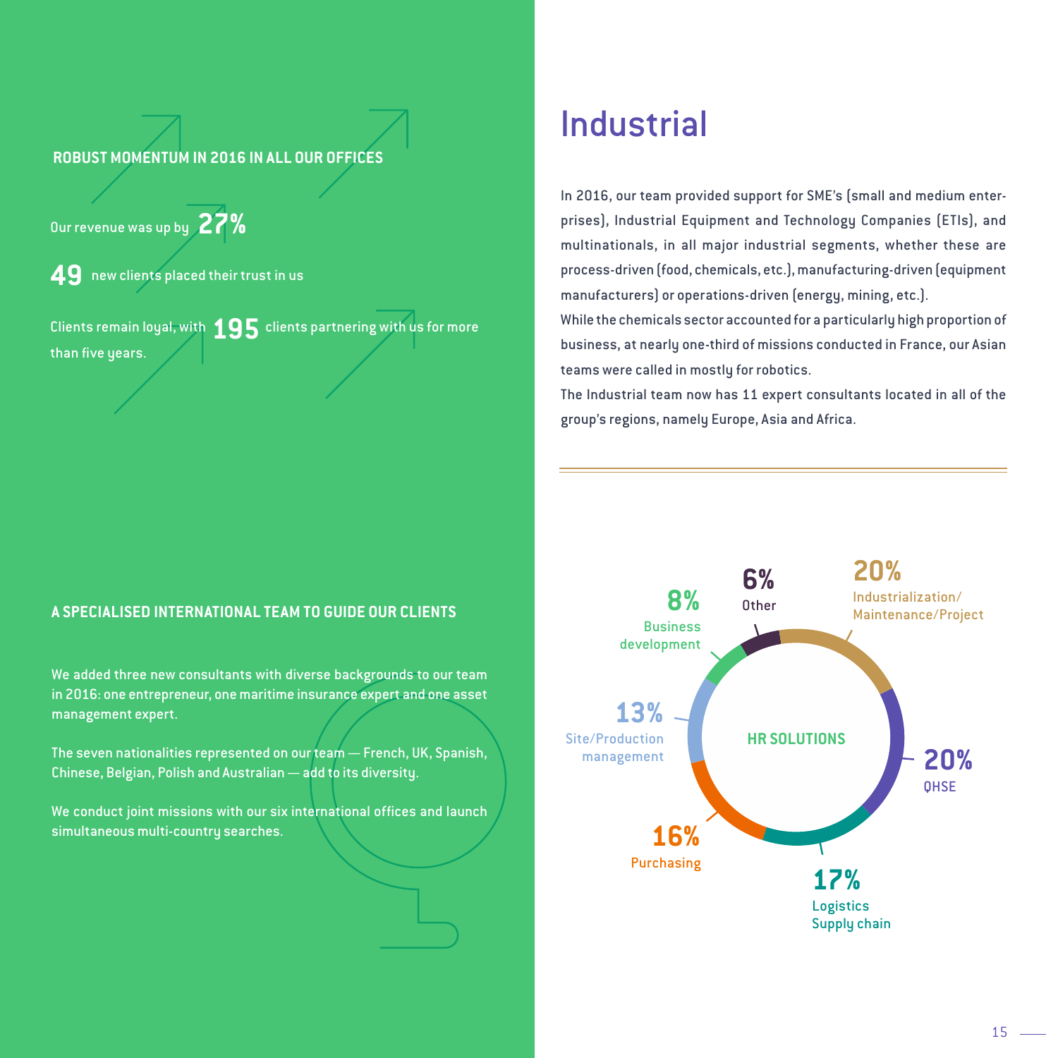**ROBUST MOMENTUM IN 2016 IN ALL OUR OFFICES**

Our revenue was up by **27%**

**49** new clients placed their trust in us

Clients remain loyal, with **195** clients partnering with us for more than five years.

**A SPECIALISED INTERNATIONAL TEAM TO GUIDE OUR CLIENTS**

We added three new consultants with diverse backgrounds to our team in 2016: one entrepreneur, one maritime insurance expert and one asset management expert.

The seven nationalities represented on our team — French, UK, Spanish, Chinese, Belgian, Polish and Australian — add to its diversity.

We conduct joint missions with our six international offices and launch simultaneous multi-country searches.

# Industrial

In 2016, our team provided support for SME's (small and medium enterprises), Industrial Equipment and Technology Companies (ETIs), and multinationals, in all major industrial segments, whether these are process-driven (food, chemicals, etc.), manufacturing-driven (equipment manufacturers) or operations-driven (energy, mining, etc.).
While the chemicals sector accounted for a particularly high proportion of business, at nearly one-third of missions conducted in France, our Asian teams were called in mostly for robotics.
The Industrial team now has 11 expert consultants located in all of the group's regions, namely Europe, Asia and Africa.

**HR SOLUTIONS**

| Share | Category |
|---|---|
| 20% | Industrialization/ Maintenance/Project |
| 20% | QHSE |
| 17% | Logistics Supply chain |
| 16% | Purchasing |
| 13% | Site/Production management |
| 8% | Business development |
| 6% | Other |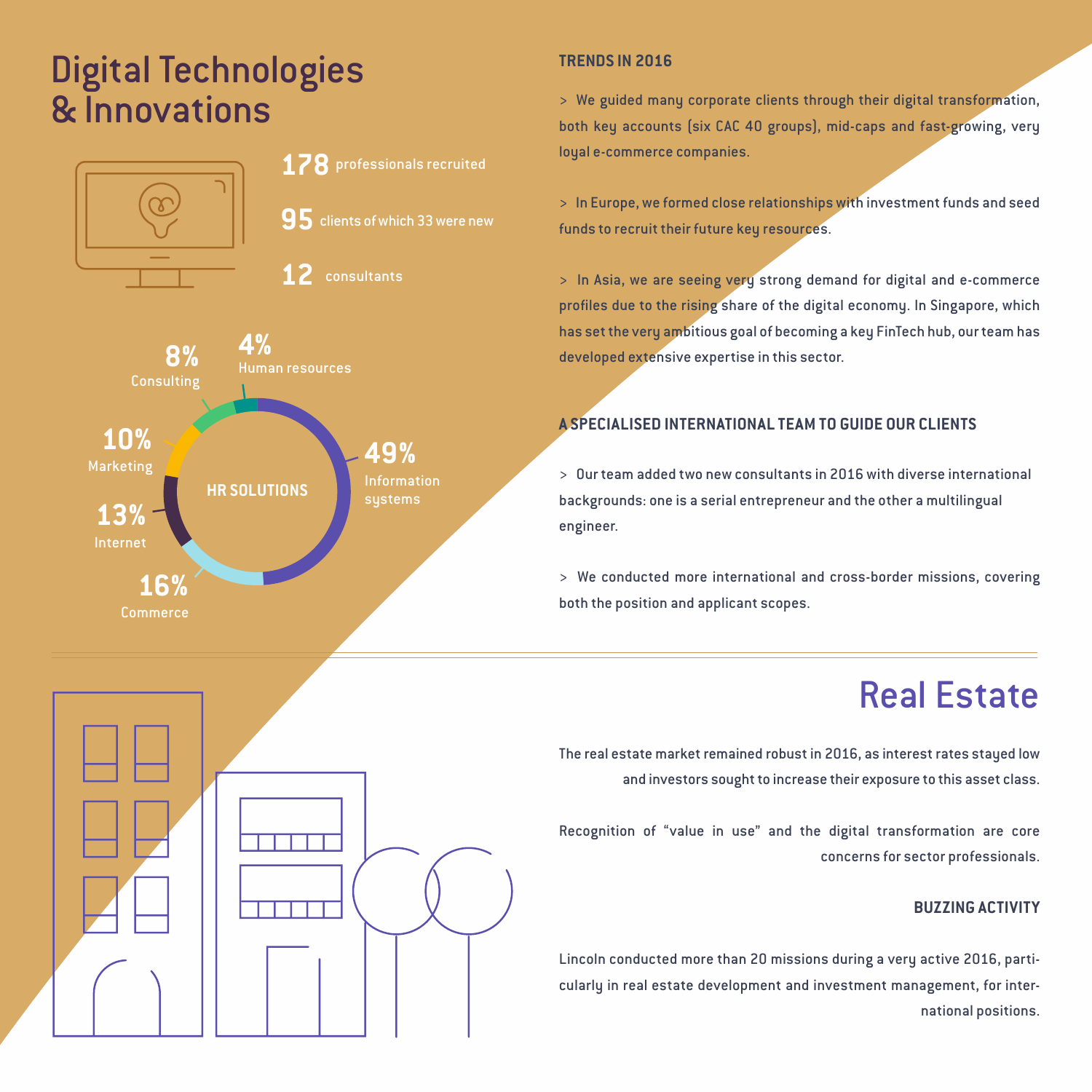# Digital Technologies & Innovations

**178** professionals recruited

**95** clients of which 33 were new

**12** consultants

**HR SOLUTIONS**

- 49% Information systems
- 16% Commerce
- 13% Internet
- 10% Marketing
- 8% Consulting
- 4% Human resources

### TRENDS IN 2016

> We guided many corporate clients through their digital transformation, both key accounts (six CAC 40 groups), mid-caps and fast-growing, very loyal e-commerce companies.

> In Europe, we formed close relationships with investment funds and seed funds to recruit their future key resources.

> In Asia, we are seeing very strong demand for digital and e-commerce profiles due to the rising share of the digital economy. In Singapore, which has set the very ambitious goal of becoming a key FinTech hub, our team has developed extensive expertise in this sector.

### A SPECIALISED INTERNATIONAL TEAM TO GUIDE OUR CLIENTS

> Our team added two new consultants in 2016 with diverse international backgrounds: one is a serial entrepreneur and the other a multilingual engineer.

> We conducted more international and cross-border missions, covering both the position and applicant scopes.

# Real Estate

The real estate market remained robust in 2016, as interest rates stayed low and investors sought to increase their exposure to this asset class.

Recognition of "value in use" and the digital transformation are core concerns for sector professionals.

### BUZZING ACTIVITY

Lincoln conducted more than 20 missions during a very active 2016, particularly in real estate development and investment management, for international positions.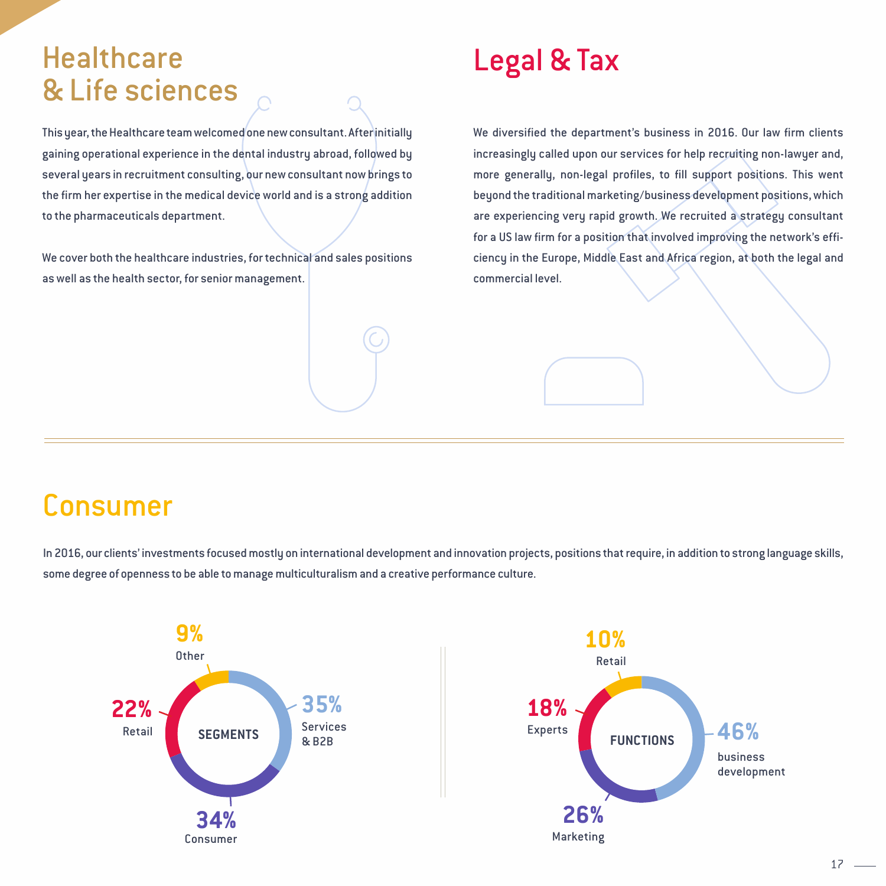## Healthcare & Life sciences

This year, the Healthcare team welcomed one new consultant. After initially gaining operational experience in the dental industry abroad, followed by several years in recruitment consulting, our new consultant now brings to the firm her expertise in the medical device world and is a strong addition to the pharmaceuticals department.

We cover both the healthcare industries, for technical and sales positions as well as the health sector, for senior management.

## Legal & Tax

We diversified the department's business in 2016. Our law firm clients increasingly called upon our services for help recruiting non-lawyer and, more generally, non-legal profiles, to fill support positions. This went beyond the traditional marketing/business development positions, which are experiencing very rapid growth. We recruited a strategy consultant for a US law firm for a position that involved improving the network's efficiency in the Europe, Middle East and Africa region, at both the legal and commercial level.

## Consumer

In 2016, our clients' investments focused mostly on international development and innovation projects, positions that require, in addition to strong language skills, some degree of openness to be able to manage multiculturalism and a creative performance culture.

**SEGMENTS**

| Segment | Share |
|---|---|
| Services & B2B | 35% |
| Consumer | 34% |
| Retail | 22% |
| Other | 9% |

**FUNCTIONS**

| Function | Share |
|---|---|
| business development | 46% |
| Marketing | 26% |
| Experts | 18% |
| Retail | 10% |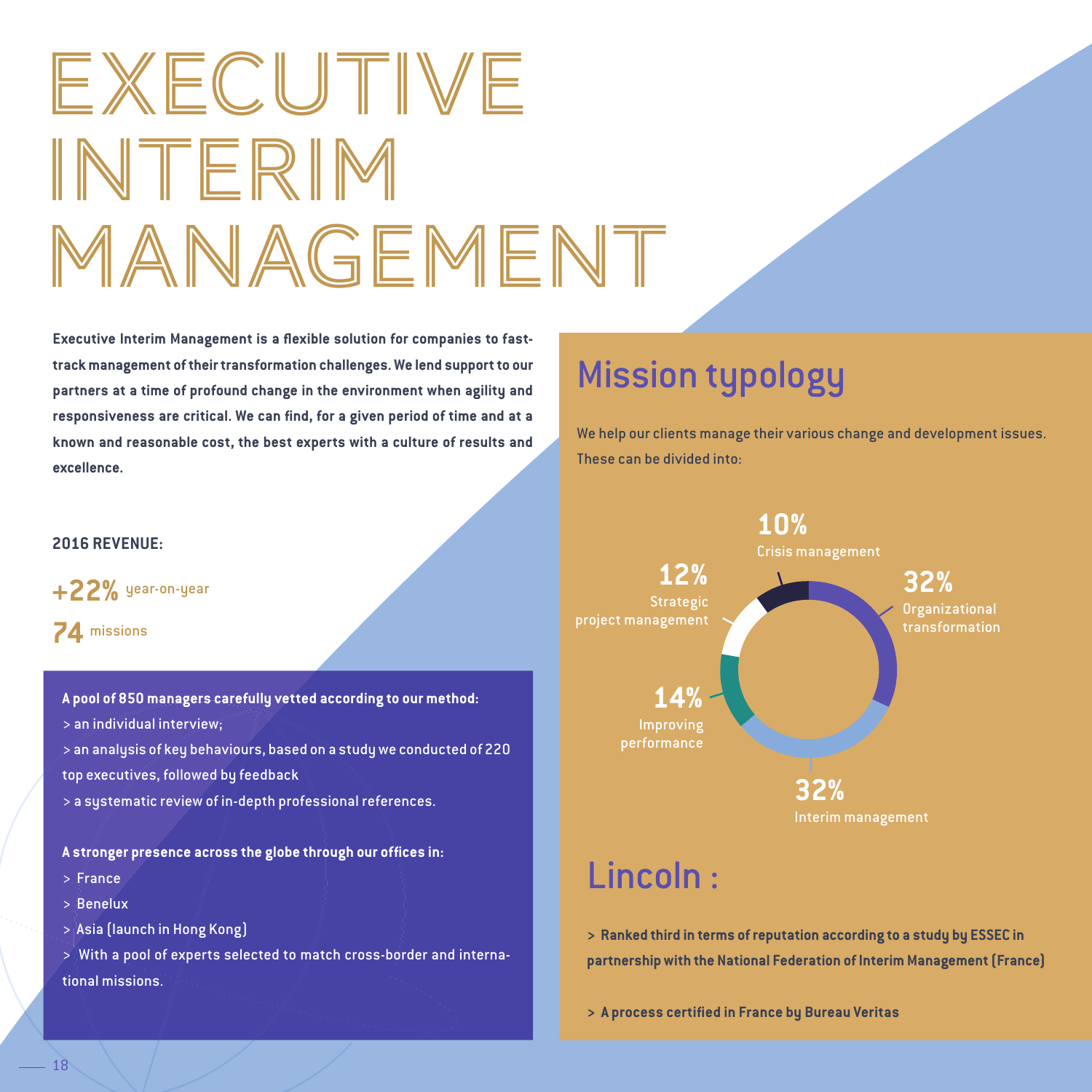# EXECUTIVE INTERIM MANAGEMENT

**Executive Interim Management is a flexible solution for companies to fast-track management of their transformation challenges. We lend support to our partners at a time of profound change in the environment when agility and responsiveness are critical. We can find, for a given period of time and at a known and reasonable cost, the best experts with a culture of results and excellence.**

**2016 REVENUE:**

**+22%** year-on-year

**74** missions

**A pool of 850 managers carefully vetted according to our method:**

> an individual interview;

> an analysis of key behaviours, based on a study we conducted of 220 top executives, followed by feedback

> a systematic review of in-depth professional references.

**A stronger presence across the globe through our offices in:**

> France

> Benelux

> Asia (launch in Hong Kong)

> With a pool of experts selected to match cross-border and international missions.

## Mission typology

We help our clients manage their various change and development issues. These can be divided into:

- **32%** Organizational transformation
- **32%** Interim management
- **14%** Improving performance
- **12%** Strategic project management
- **10%** Crisis management

## Lincoln :

> **Ranked third in terms of reputation according to a study by ESSEC in partnership with the National Federation of Interim Management (France)**

> **A process certified in France by Bureau Veritas**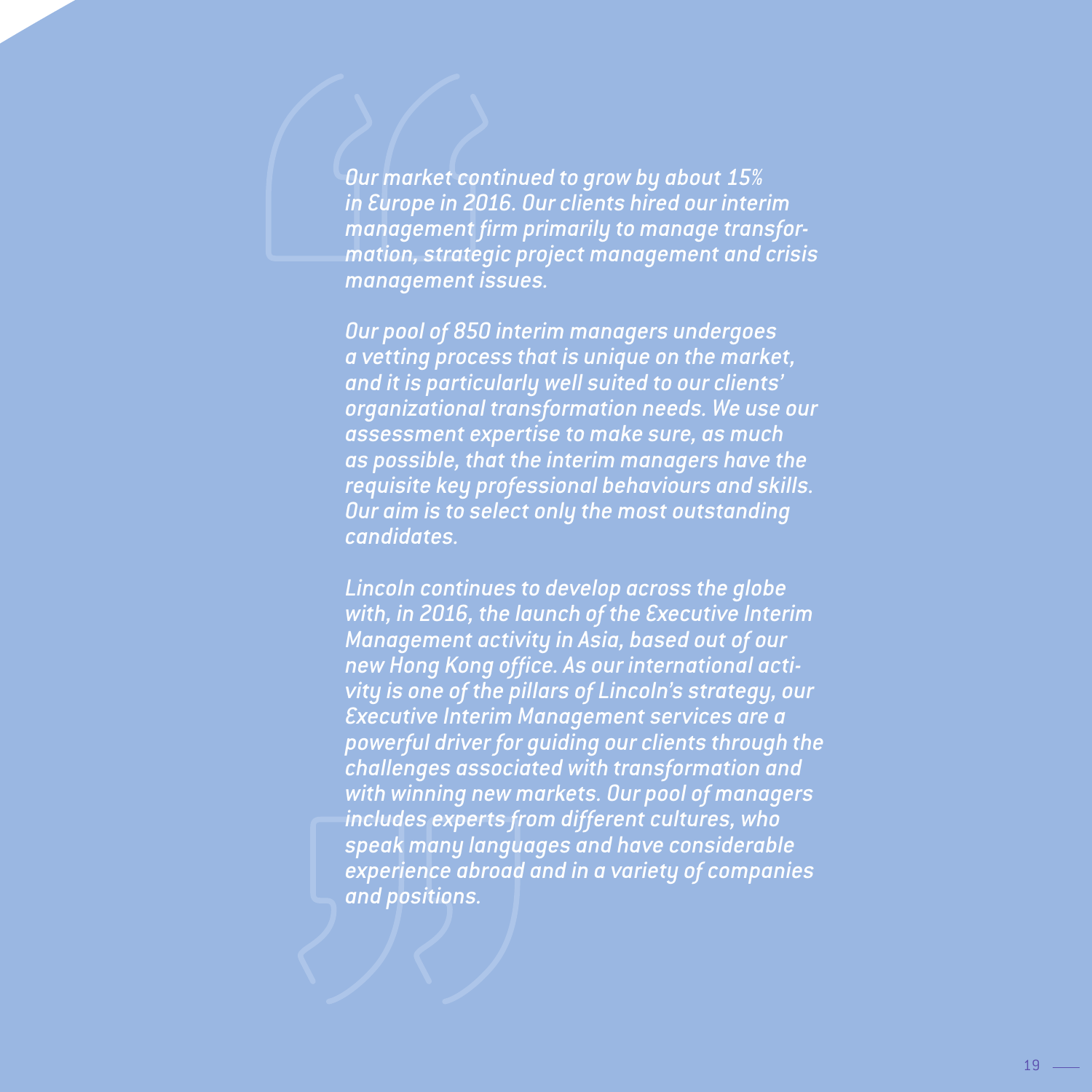*Our market continued to grow by about 15% in Europe in 2016. Our clients hired our interim management firm primarily to manage transformation, strategic project management and crisis management issues.*

*Our pool of 850 interim managers undergoes a vetting process that is unique on the market, and it is particularly well suited to our clients' organizational transformation needs. We use our assessment expertise to make sure, as much as possible, that the interim managers have the requisite key professional behaviours and skills. Our aim is to select only the most outstanding candidates.*

*Lincoln continues to develop across the globe with, in 2016, the launch of the Executive Interim Management activity in Asia, based out of our new Hong Kong office. As our international activity is one of the pillars of Lincoln's strategy, our Executive Interim Management services are a powerful driver for guiding our clients through the challenges associated with transformation and with winning new markets. Our pool of managers includes experts from different cultures, who speak many languages and have considerable experience abroad and in a variety of companies and positions.*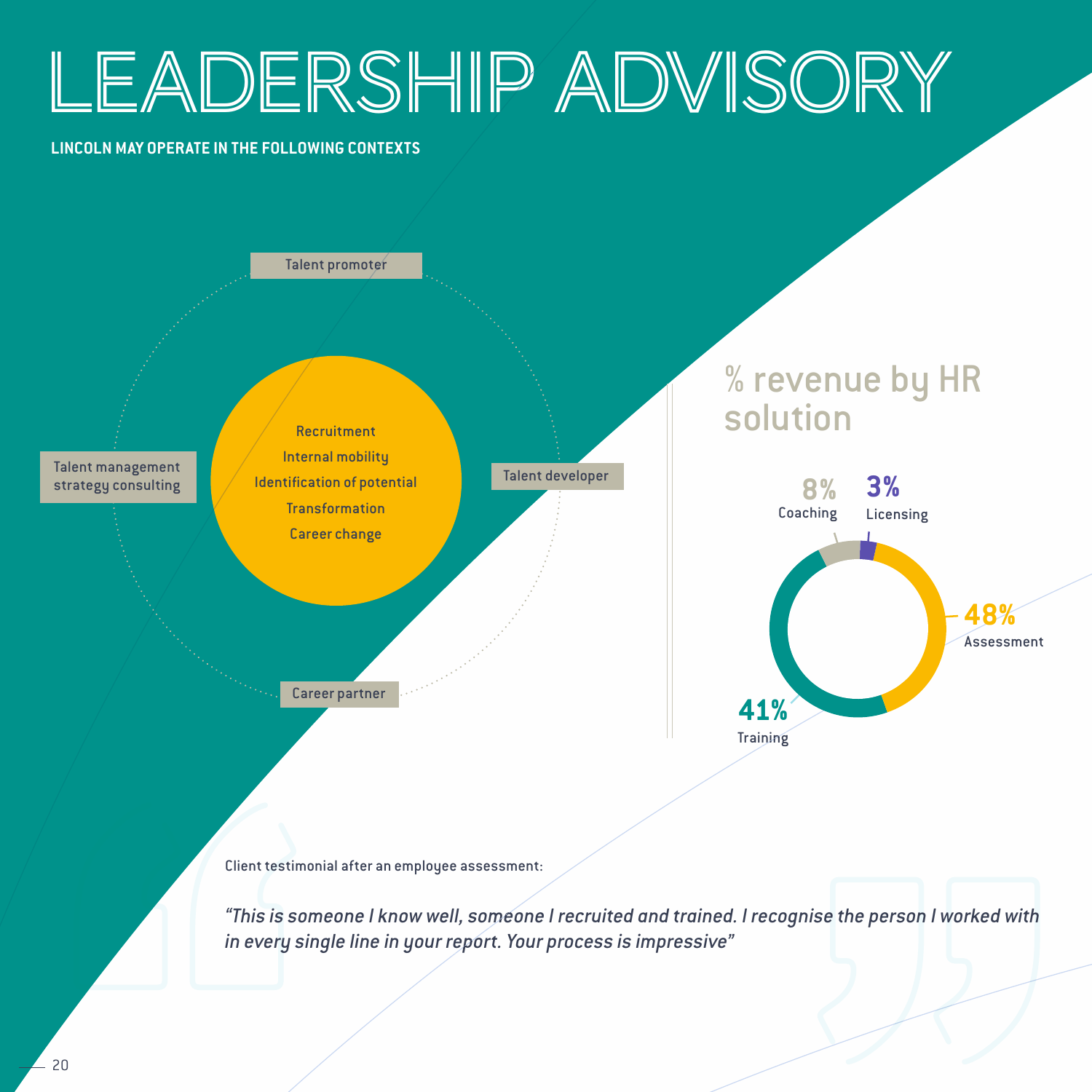# LEADERSHIP ADVISORY

**LINCOLN MAY OPERATE IN THE FOLLOWING CONTEXTS**

- Talent promoter
- Talent developer
- Career partner
- Talent management strategy consulting

Recruitment
Internal mobility
Identification of potential
Transformation
Career change

## % revenue by HR solution

| HR solution | % revenue |
|---|---|
| Coaching | 8% |
| Licensing | 3% |
| Assessment | 48% |
| Training | 41% |

Client testimonial after an employee assessment:

*"This is someone I know well, someone I recruited and trained. I recognise the person I worked with in every single line in your report. Your process is impressive"*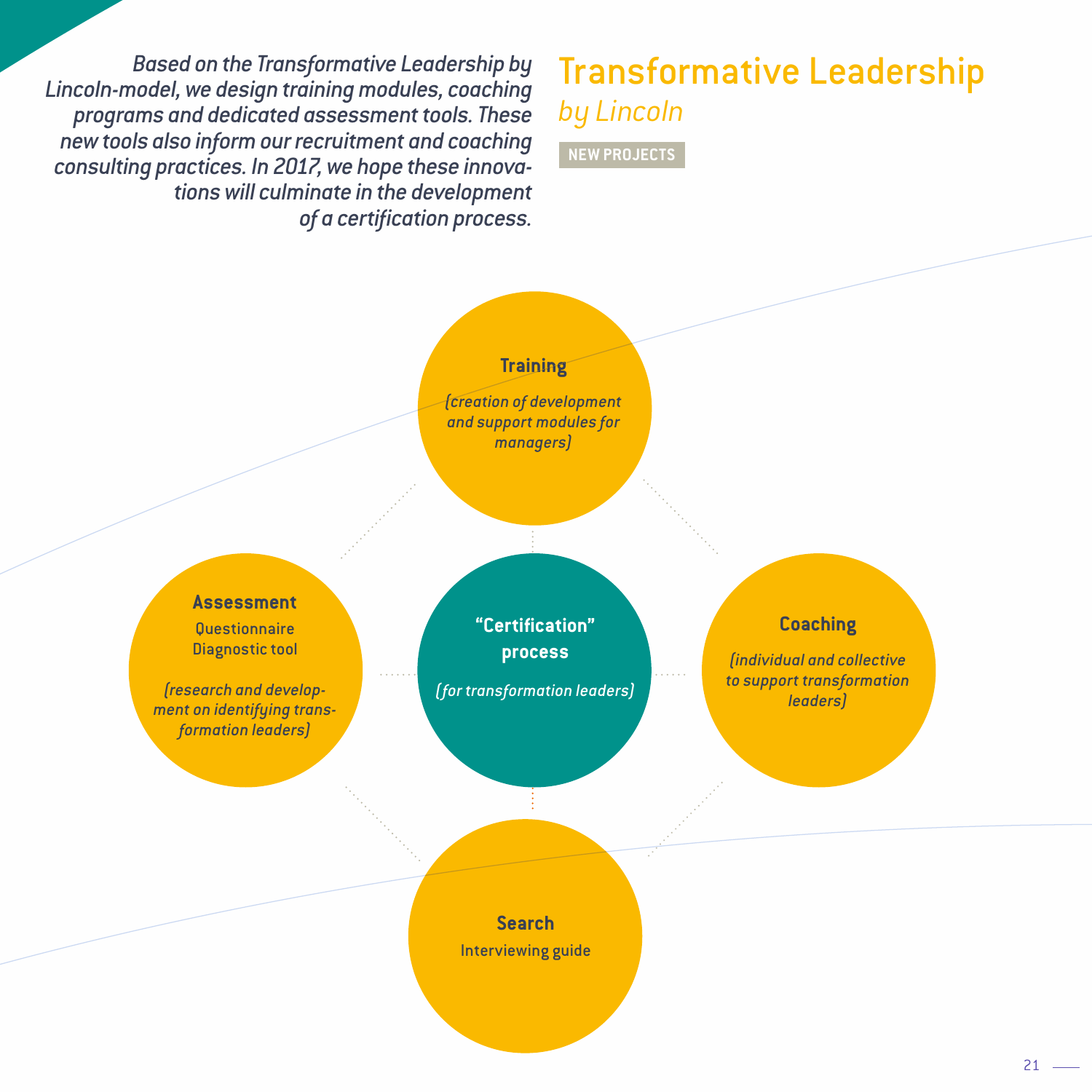# Transformative Leadership

*by Lincoln*

**NEW PROJECTS**

*Based on the Transformative Leadership by Lincoln-model, we design training modules, coaching programs and dedicated assessment tools. These new tools also inform our recruitment and coaching consulting practices. In 2017, we hope these innovations will culminate in the development of a certification process.*

**Training**

*(creation of development and support modules for managers)*

**Assessment**

Questionnaire
Diagnostic tool

*(research and development on identifying transformation leaders)*

**"Certification" process**

*(for transformation leaders)*

**Coaching**

*(individual and collective to support transformation leaders)*

**Search**

Interviewing guide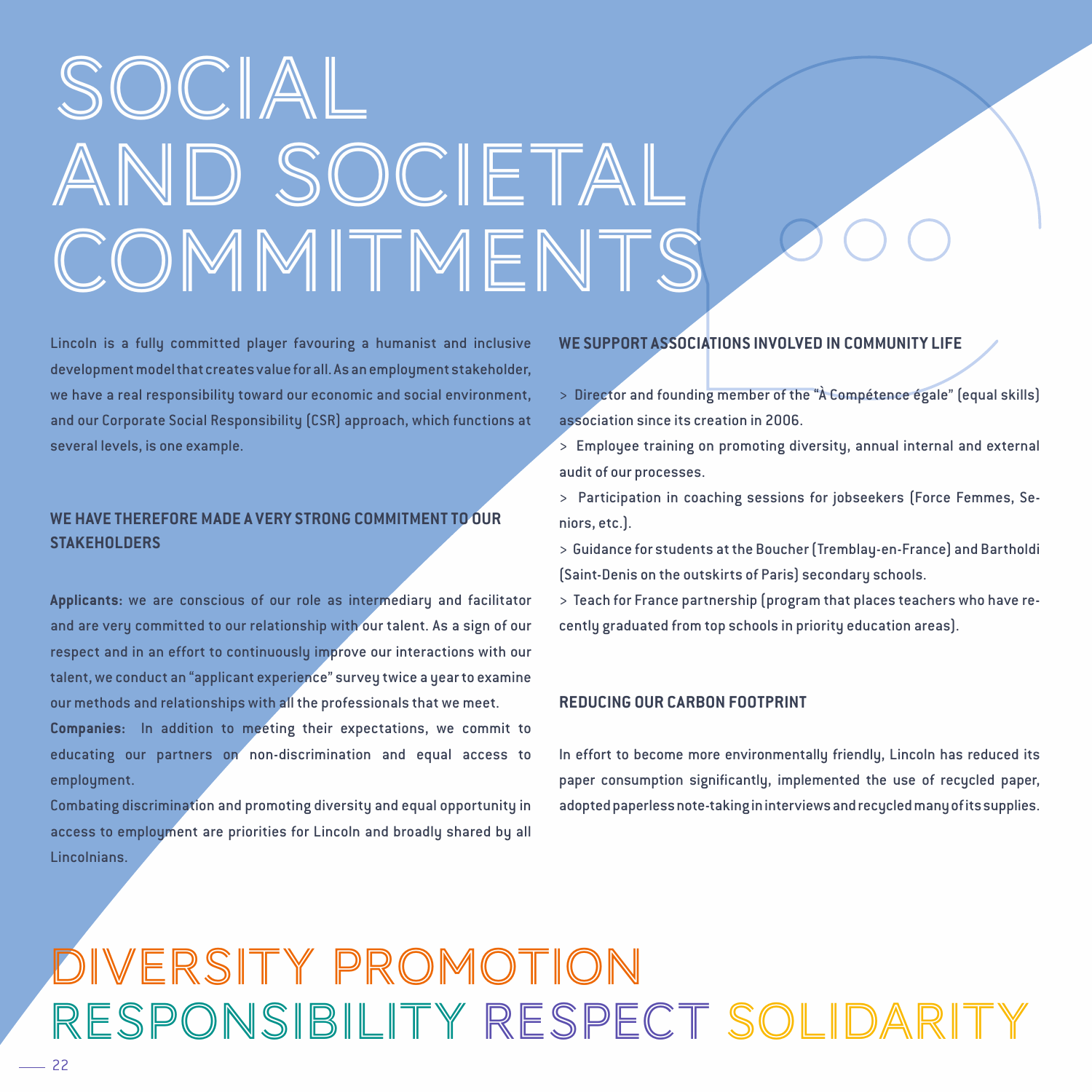# SOCIAL AND SOCIETAL COMMITMENTS

Lincoln is a fully committed player favouring a humanist and inclusive development model that creates value for all. As an employment stakeholder, we have a real responsibility toward our economic and social environment, and our Corporate Social Responsibility (CSR) approach, which functions at several levels, is one example.

### WE HAVE THEREFORE MADE A VERY STRONG COMMITMENT TO OUR STAKEHOLDERS

**Applicants:** we are conscious of our role as intermediary and facilitator and are very committed to our relationship with our talent. As a sign of our respect and in an effort to continuously improve our interactions with our talent, we conduct an "applicant experience" survey twice a year to examine our methods and relationships with all the professionals that we meet.

**Companies:** In addition to meeting their expectations, we commit to educating our partners on non-discrimination and equal access to employment.

Combating discrimination and promoting diversity and equal opportunity in access to employment are priorities for Lincoln and broadly shared by all Lincolnians.

### WE SUPPORT ASSOCIATIONS INVOLVED IN COMMUNITY LIFE

> Director and founding member of the "À Compétence égale" (equal skills) association since its creation in 2006.

> Employee training on promoting diversity, annual internal and external audit of our processes.

> Participation in coaching sessions for jobseekers (Force Femmes, Seniors, etc.).

> Guidance for students at the Boucher (Tremblay-en-France) and Bartholdi (Saint-Denis on the outskirts of Paris) secondary schools.

> Teach for France partnership (program that places teachers who have recently graduated from top schools in priority education areas).

### REDUCING OUR CARBON FOOTPRINT

In effort to become more environmentally friendly, Lincoln has reduced its paper consumption significantly, implemented the use of recycled paper, adopted paperless note-taking in interviews and recycled many of its supplies.

DIVERSITY PROMOTION
RESPONSIBILITY RESPECT SOLIDARITY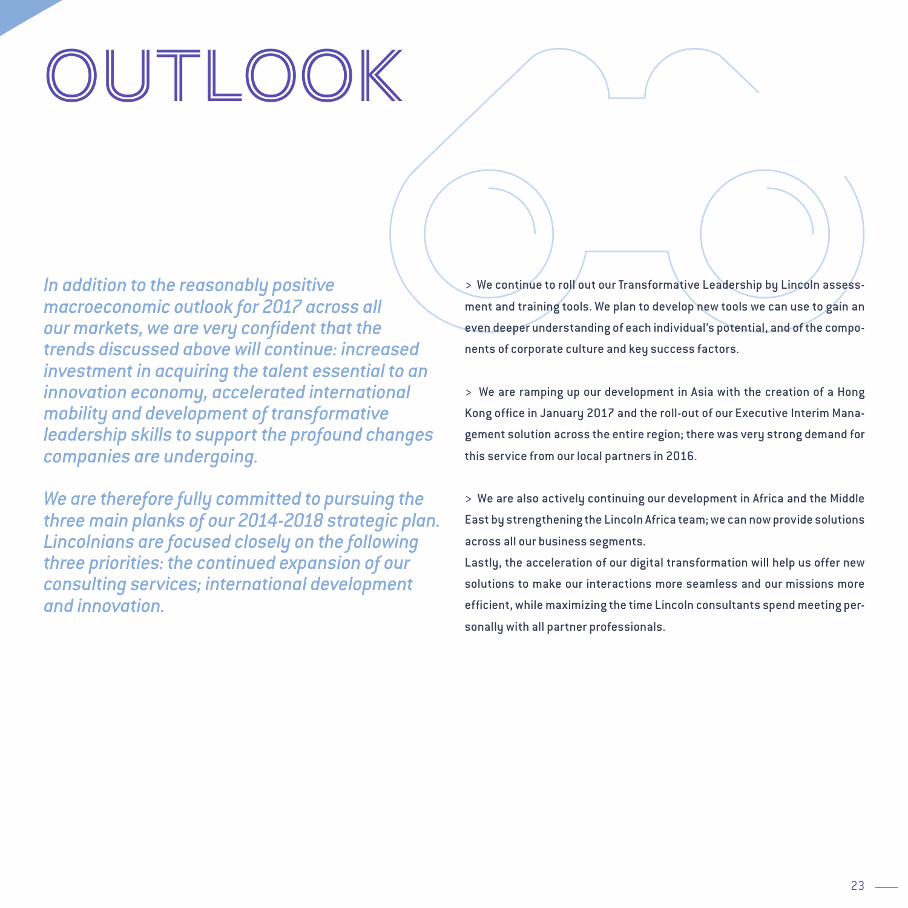# OUTLOOK

*In addition to the reasonably positive macroeconomic outlook for 2017 across all our markets, we are very confident that the trends discussed above will continue: increased investment in acquiring the talent essential to an innovation economy, accelerated international mobility and development of transformative leadership skills to support the profound changes companies are undergoing.*

*We are therefore fully committed to pursuing the three main planks of our 2014-2018 strategic plan. Lincolnians are focused closely on the following three priorities: the continued expansion of our consulting services; international development and innovation.*

> We continue to roll out our Transformative Leadership by Lincoln assessment and training tools. We plan to develop new tools we can use to gain an even deeper understanding of each individual's potential, and of the components of corporate culture and key success factors.

> We are ramping up our development in Asia with the creation of a Hong Kong office in January 2017 and the roll-out of our Executive Interim Management solution across the entire region; there was very strong demand for this service from our local partners in 2016.

> We are also actively continuing our development in Africa and the Middle East by strengthening the Lincoln Africa team; we can now provide solutions across all our business segments.

Lastly, the acceleration of our digital transformation will help us offer new solutions to make our interactions more seamless and our missions more efficient, while maximizing the time Lincoln consultants spend meeting personally with all partner professionals.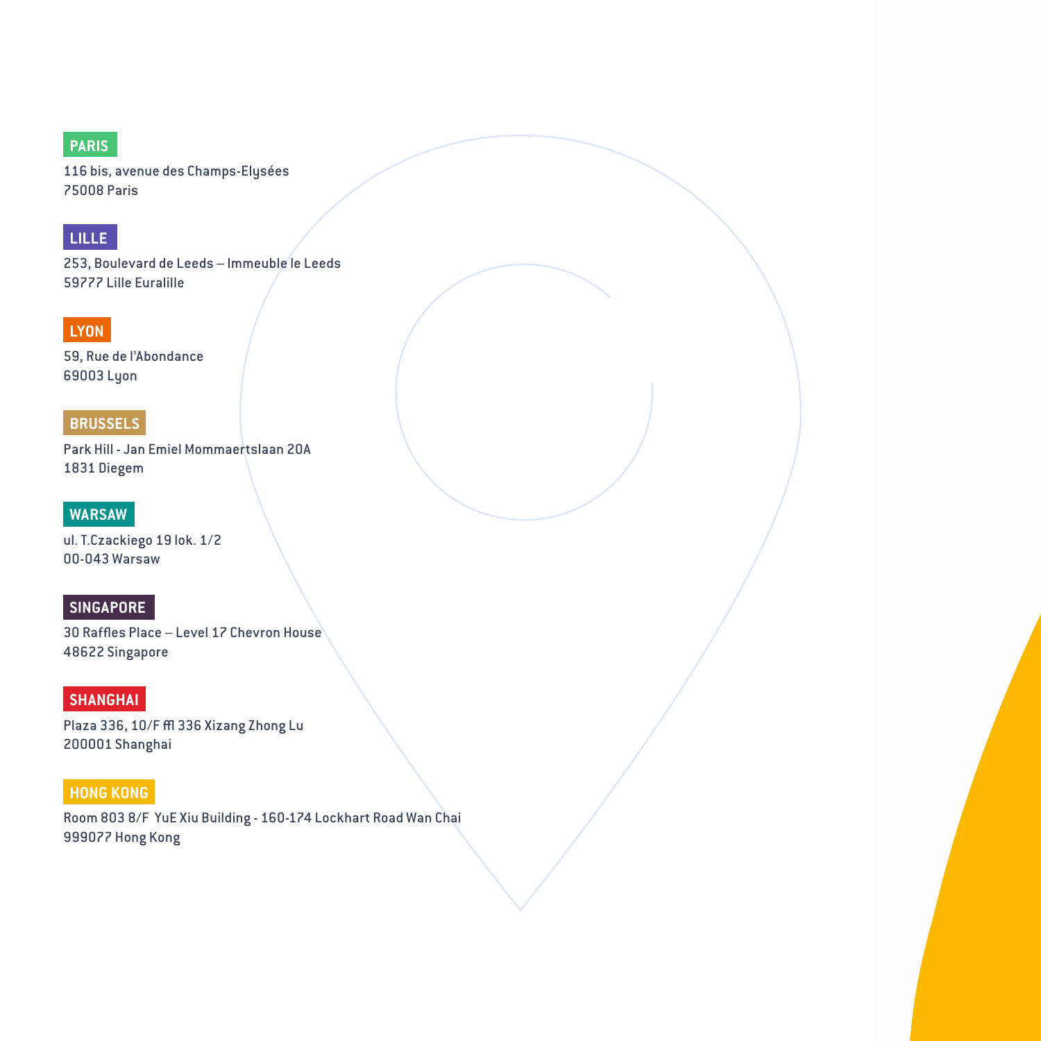## PARIS

116 bis, avenue des Champs-Elysées
75008 Paris

## LILLE

253, Boulevard de Leeds – Immeuble le Leeds
59777 Lille Euralille

## LYON

59, Rue de l'Abondance
69003 Lyon

## BRUSSELS

Park Hill - Jan Emiel Mommaertslaan 20A
1831 Diegem

## WARSAW

ul. T.Czackiego 19 lok. 1/2
00-043 Warsaw

## SINGAPORE

30 Raffles Place – Level 17 Chevron House
48622 Singapore

## SHANGHAI

Plaza 336, 10/F ffl 336 Xizang Zhong Lu
200001 Shanghai

## HONG KONG

Room 803 8/F YuE Xiu Building - 160-174 Lockhart Road Wan Chai
999077 Hong Kong